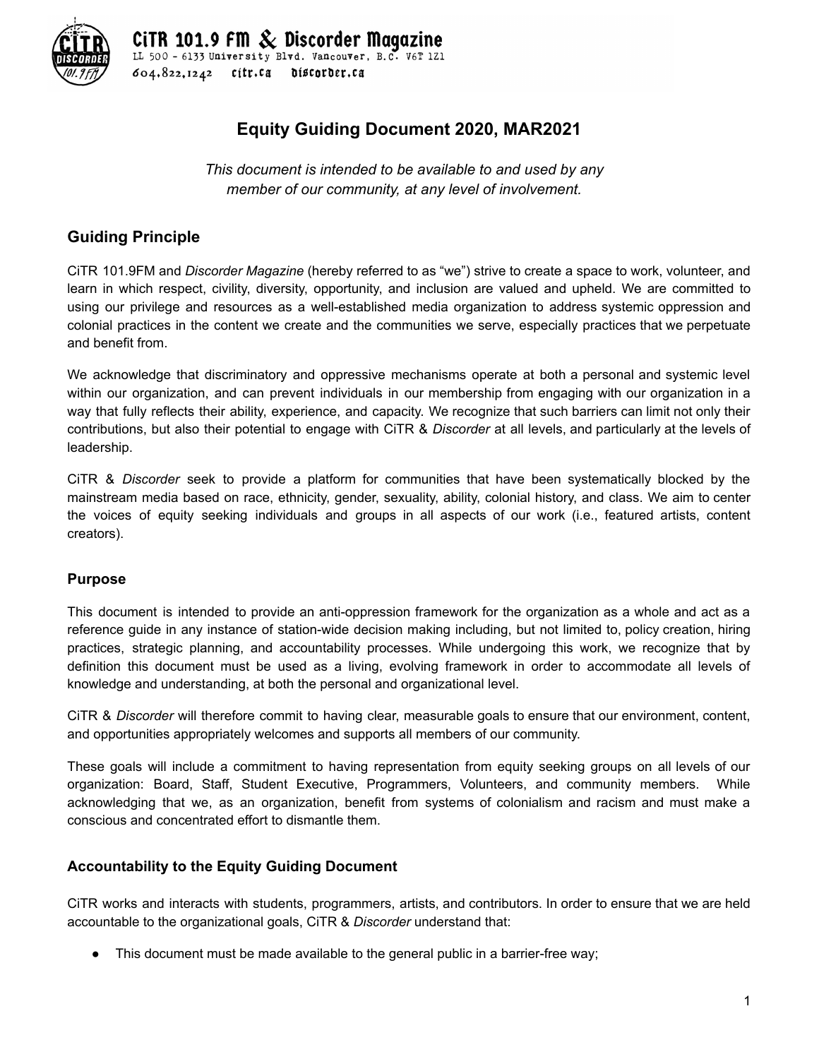CiTR 101.9 FM & Discorder Magazine
LL 500 - 6133 University Blvd. Vancouver, B.C. V6T 1Z1
604.822.1242 citr.ca discorder.ca

# Equity Guiding Document 2020, MAR2021

*This document is intended to be available to and used by any member of our community, at any level of involvement.*

## Guiding Principle

CiTR 101.9FM and *Discorder Magazine* (hereby referred to as "we") strive to create a space to work, volunteer, and learn in which respect, civility, diversity, opportunity, and inclusion are valued and upheld. We are committed to using our privilege and resources as a well-established media organization to address systemic oppression and colonial practices in the content we create and the communities we serve, especially practices that we perpetuate and benefit from.

We acknowledge that discriminatory and oppressive mechanisms operate at both a personal and systemic level within our organization, and can prevent individuals in our membership from engaging with our organization in a way that fully reflects their ability, experience, and capacity. We recognize that such barriers can limit not only their contributions, but also their potential to engage with CiTR & *Discorder* at all levels, and particularly at the levels of leadership.

CiTR & *Discorder* seek to provide a platform for communities that have been systematically blocked by the mainstream media based on race, ethnicity, gender, sexuality, ability, colonial history, and class. We aim to center the voices of equity seeking individuals and groups in all aspects of our work (i.e., featured artists, content creators).

### Purpose

This document is intended to provide an anti-oppression framework for the organization as a whole and act as a reference guide in any instance of station-wide decision making including, but not limited to, policy creation, hiring practices, strategic planning, and accountability processes. While undergoing this work, we recognize that by definition this document must be used as a living, evolving framework in order to accommodate all levels of knowledge and understanding, at both the personal and organizational level.

CiTR & *Discorder* will therefore commit to having clear, measurable goals to ensure that our environment, content, and opportunities appropriately welcomes and supports all members of our community.

These goals will include a commitment to having representation from equity seeking groups on all levels of our organization: Board, Staff, Student Executive, Programmers, Volunteers, and community members. While acknowledging that we, as an organization, benefit from systems of colonialism and racism and must make a conscious and concentrated effort to dismantle them.

### Accountability to the Equity Guiding Document

CiTR works and interacts with students, programmers, artists, and contributors. In order to ensure that we are held accountable to the organizational goals, CiTR & *Discorder* understand that:

- This document must be made available to the general public in a barrier-free way;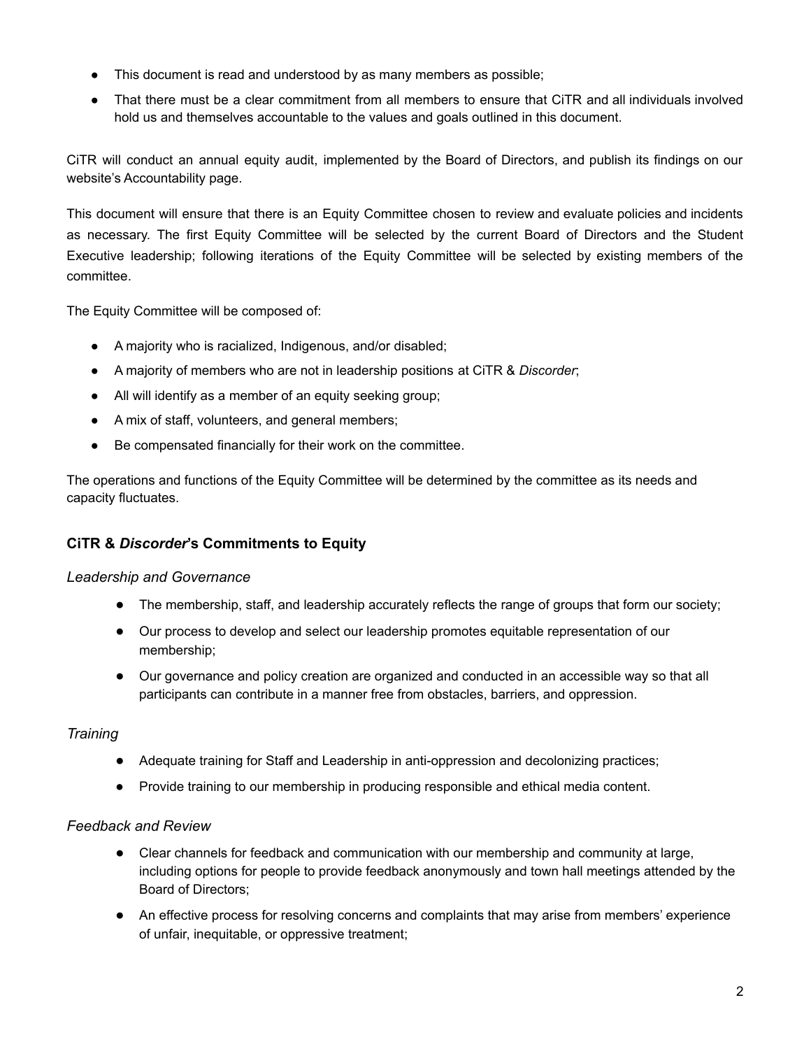- This document is read and understood by as many members as possible;
- That there must be a clear commitment from all members to ensure that CiTR and all individuals involved hold us and themselves accountable to the values and goals outlined in this document.

CiTR will conduct an annual equity audit, implemented by the Board of Directors, and publish its findings on our website's Accountability page.

This document will ensure that there is an Equity Committee chosen to review and evaluate policies and incidents as necessary. The first Equity Committee will be selected by the current Board of Directors and the Student Executive leadership; following iterations of the Equity Committee will be selected by existing members of the committee.

The Equity Committee will be composed of:

- A majority who is racialized, Indigenous, and/or disabled;
- A majority of members who are not in leadership positions at CiTR & *Discorder*;
- All will identify as a member of an equity seeking group;
- A mix of staff, volunteers, and general members;
- Be compensated financially for their work on the committee.

The operations and functions of the Equity Committee will be determined by the committee as its needs and capacity fluctuates.

### CiTR & *Discorder*'s Commitments to Equity

*Leadership and Governance*

- The membership, staff, and leadership accurately reflects the range of groups that form our society;
- Our process to develop and select our leadership promotes equitable representation of our membership;
- Our governance and policy creation are organized and conducted in an accessible way so that all participants can contribute in a manner free from obstacles, barriers, and oppression.

*Training*

- Adequate training for Staff and Leadership in anti-oppression and decolonizing practices;
- Provide training to our membership in producing responsible and ethical media content.

*Feedback and Review*

- Clear channels for feedback and communication with our membership and community at large, including options for people to provide feedback anonymously and town hall meetings attended by the Board of Directors;
- An effective process for resolving concerns and complaints that may arise from members' experience of unfair, inequitable, or oppressive treatment;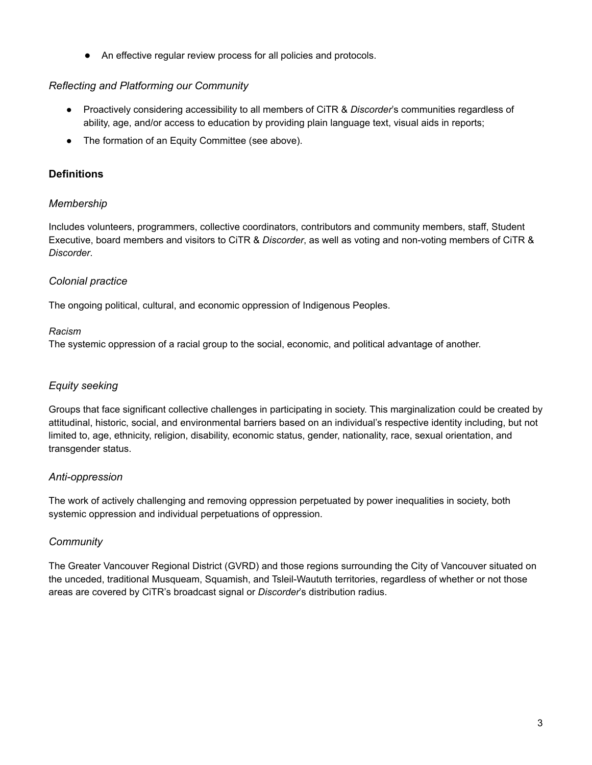- An effective regular review process for all policies and protocols.

*Reflecting and Platforming our Community*

- Proactively considering accessibility to all members of CiTR & *Discorder*'s communities regardless of ability, age, and/or access to education by providing plain language text, visual aids in reports;
- The formation of an Equity Committee (see above).

## Definitions

*Membership*

Includes volunteers, programmers, collective coordinators, contributors and community members, staff, Student Executive, board members and visitors to CiTR & *Discorder*, as well as voting and non-voting members of CiTR & *Discorder*.

*Colonial practice*

The ongoing political, cultural, and economic oppression of Indigenous Peoples.

*Racism*

The systemic oppression of a racial group to the social, economic, and political advantage of another.

*Equity seeking*

Groups that face significant collective challenges in participating in society. This marginalization could be created by attitudinal, historic, social, and environmental barriers based on an individual's respective identity including, but not limited to, age, ethnicity, religion, disability, economic status, gender, nationality, race, sexual orientation, and transgender status.

*Anti-oppression*

The work of actively challenging and removing oppression perpetuated by power inequalities in society, both systemic oppression and individual perpetuations of oppression.

*Community*

The Greater Vancouver Regional District (GVRD) and those regions surrounding the City of Vancouver situated on the unceded, traditional Musqueam, Squamish, and Tsleil-Waututh territories, regardless of whether or not those areas are covered by CiTR's broadcast signal or *Discorder*'s distribution radius.